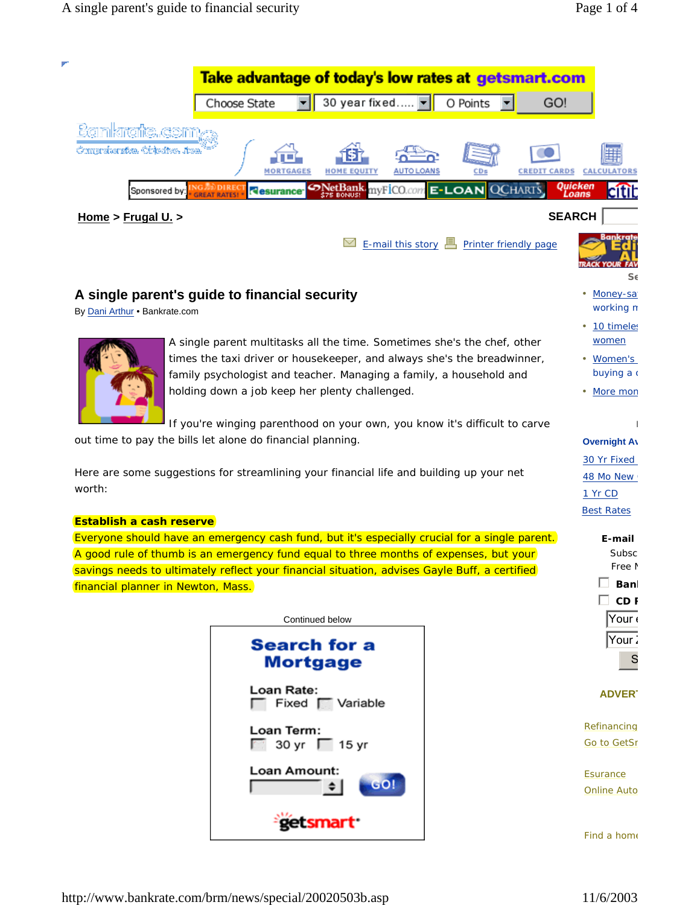Home > Frugal U. >

# A single parent's guide to financial security

By Dani Arthur • Bankrate.com

A single parent multitasks all the time. Sometimes she's the chef, other times the taxi driver or housekeeper, and always she's the breadwinner, family psychologist and teacher. Managing a family, a household and holding down a job keep her plenty challenged.

If you're winging parenthood on your own, you know it's difficult to carve out time to pay the bills let alone do financial planning.

Here are some suggestions for streamlining your financial life and building up your net worth:

**Establish a cash reserve**

Everyone should have an emergency cash fund, but it's especially crucial for a single parent. A good rule of thumb is an emergency fund equal to three months of expenses, but your savings needs to ultimately reflect your financial situation, advises Gayle Buff, a certified financial planner in Newton, Mass.

Continued below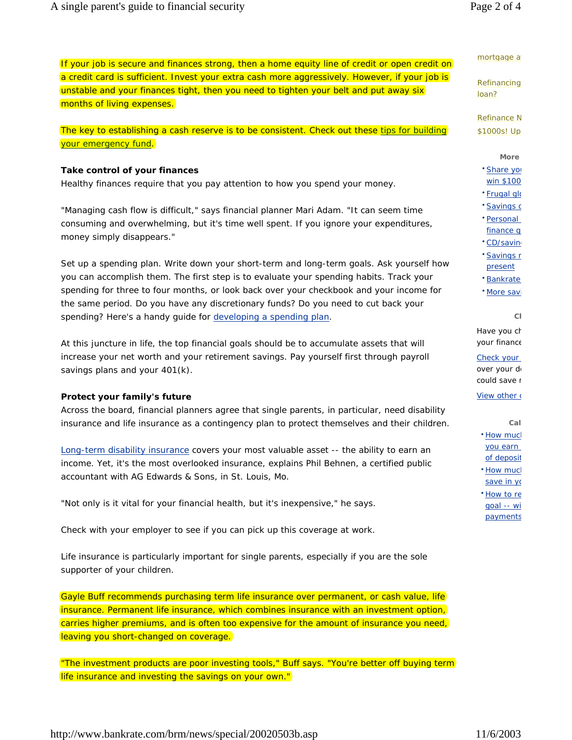If your job is secure and finances strong, then a home equity line of credit or open credit on a credit card is sufficient. Invest your extra cash more aggressively. However, if your job is unstable and your finances tight, then you need to tighten your belt and put away six months of living expenses.

The key to establishing a cash reserve is to be consistent. Check out these tips for building your emergency fund.

**Take control of your finances**

Healthy finances require that you pay attention to how you spend your money.

"Managing cash flow is difficult," says financial planner Mari Adam. "It can seem time consuming and overwhelming, but it's time well spent. If you ignore your expenditures, money simply disappears."

Set up a spending plan. Write down your short-term and long-term goals. Ask yourself how you can accomplish them. The first step is to evaluate your spending habits. Track your spending for three to four months, or look back over your checkbook and your income for the same period. Do you have any discretionary funds? Do you need to cut back your spending? Here's a handy guide for developing a spending plan.

At this juncture in life, the top financial goals should be to accumulate assets that will increase your net worth and your retirement savings. Pay yourself first through payroll savings plans and your 401(k).

**Protect your family's future**

Across the board, financial planners agree that single parents, in particular, need disability insurance and life insurance as a contingency plan to protect themselves and their children.

Long-term disability insurance covers your most valuable asset -- the ability to earn an income. Yet, it's the most overlooked insurance, explains Phil Behnen, a certified public accountant with AG Edwards & Sons, in St. Louis, Mo.

"Not only is it vital for your financial health, but it's inexpensive," he says.

Check with your employer to see if you can pick up this coverage at work.

Life insurance is particularly important for single parents, especially if you are the sole supporter of your children.

Gayle Buff recommends purchasing term life insurance over permanent, or cash value, life insurance. Permanent life insurance, which combines insurance with an investment option, carries higher premiums, and is often too expensive for the amount of insurance you need, leaving you short-changed on coverage.

"The investment products are poor investing tools," Buff says. "You're better off buying term life insurance and investing the savings on your own."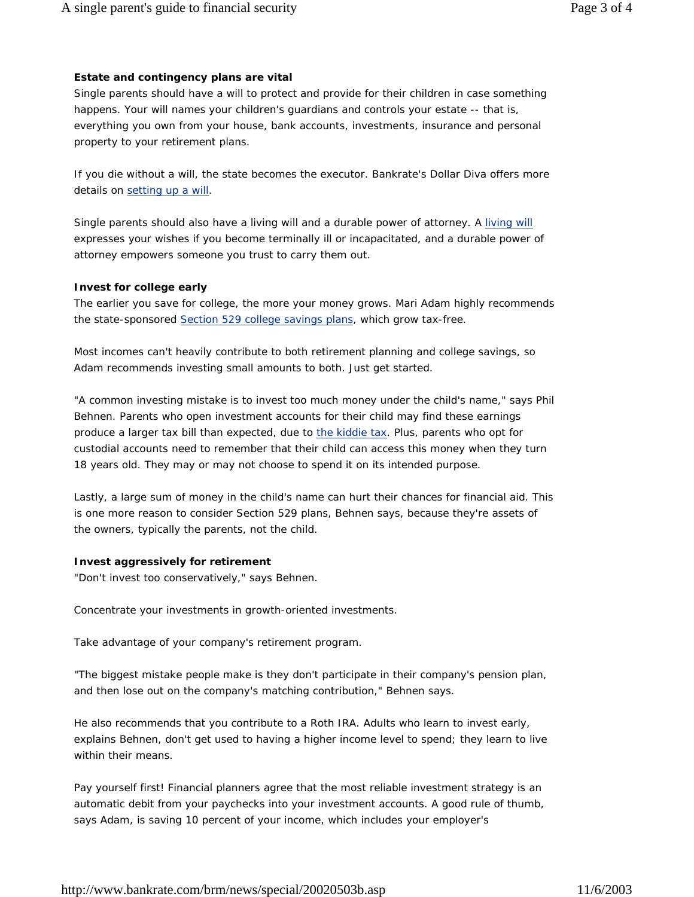**Estate and contingency plans are vital**

Single parents should have a will to protect and provide for their children in case something happens. Your will names your children's guardians and controls your estate -- that is, everything you own from your house, bank accounts, investments, insurance and personal property to your retirement plans.

If you die without a will, the state becomes the executor. Bankrate's Dollar Diva offers more details on setting up a will.

Single parents should also have a living will and a durable power of attorney. A living will expresses your wishes if you become terminally ill or incapacitated, and a durable power of attorney empowers someone you trust to carry them out.

**Invest for college early**

The earlier you save for college, the more your money grows. Mari Adam highly recommends the state-sponsored Section 529 college savings plans, which grow tax-free.

Most incomes can't heavily contribute to both retirement planning and college savings, so Adam recommends investing small amounts to both. Just get started.

"A common investing mistake is to invest too much money under the child's name," says Phil Behnen. Parents who open investment accounts for their child may find these earnings produce a larger tax bill than expected, due to the kiddie tax. Plus, parents who opt for custodial accounts need to remember that their child can access this money when they turn 18 years old. They may or may not choose to spend it on its intended purpose.

Lastly, a large sum of money in the child's name can hurt their chances for financial aid. This is one more reason to consider Section 529 plans, Behnen says, because they're assets of the owners, typically the parents, not the child.

**Invest aggressively for retirement**

"Don't invest too conservatively," says Behnen.

Concentrate your investments in growth-oriented investments.

Take advantage of your company's retirement program.

"The biggest mistake people make is they don't participate in their company's pension plan, and then lose out on the company's matching contribution," Behnen says.

He also recommends that you contribute to a Roth IRA. Adults who learn to invest early, explains Behnen, don't get used to having a higher income level to spend; they learn to live within their means.

Pay yourself first! Financial planners agree that the most reliable investment strategy is an automatic debit from your paychecks into your investment accounts. A good rule of thumb, says Adam, is saving 10 percent of your income, which includes your employer's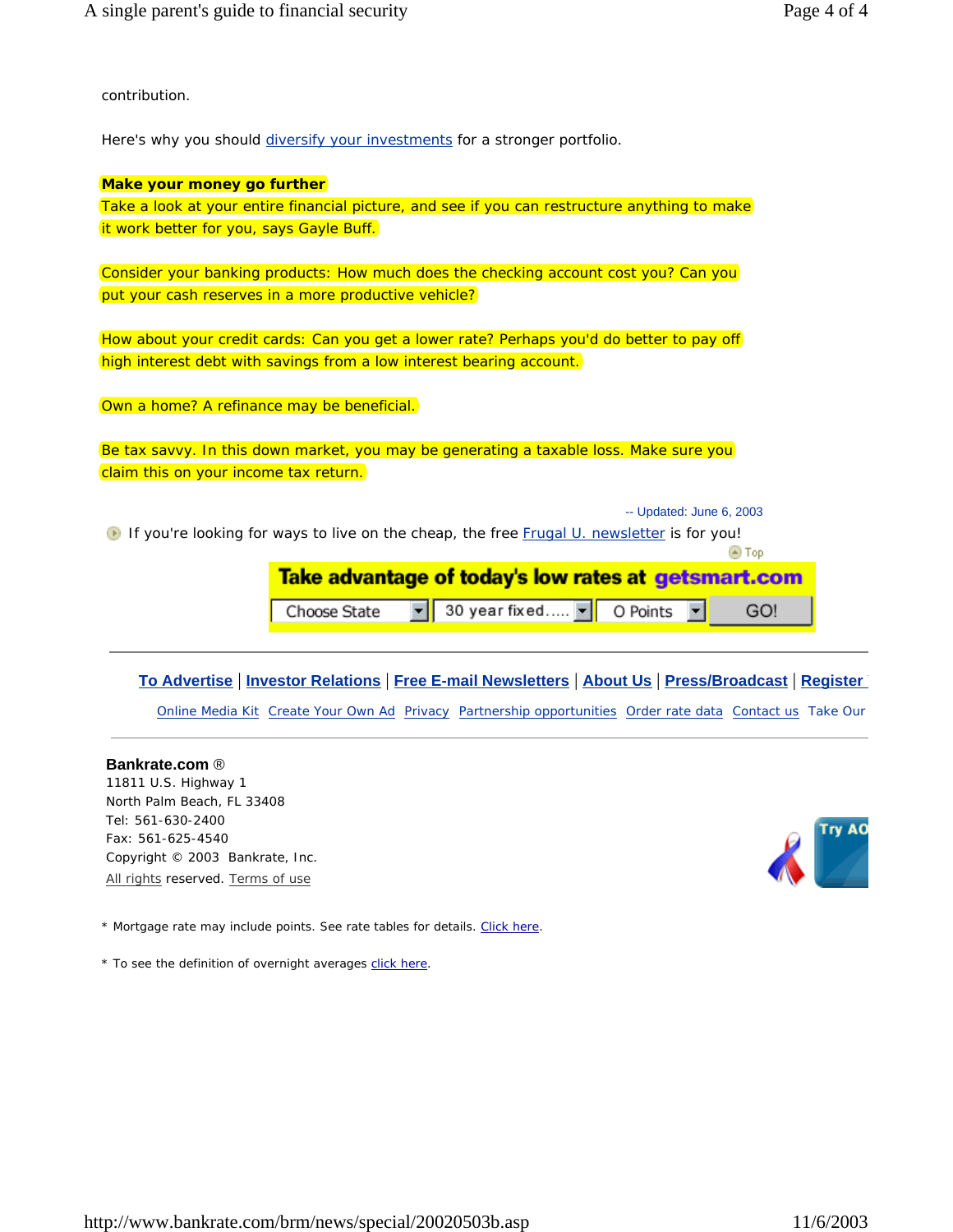contribution.

Here's why you should diversify your investments for a stronger portfolio.

**Make your money go further**

Take a look at your entire financial picture, and see if you can restructure anything to make it work better for you, says Gayle Buff.

Consider your banking products: How much does the checking account cost you? Can you put your cash reserves in a more productive vehicle?

How about your credit cards: Can you get a lower rate? Perhaps you'd do better to pay off high interest debt with savings from a low interest bearing account.

Own a home? A refinance may be beneficial.

Be tax savvy. In this down market, you may be generating a taxable loss. Make sure you claim this on your income tax return.

-- Updated: June 6, 2003

If you're looking for ways to live on the cheap, the free Frugal U. newsletter is for you!

Top

**Take advantage of today's low rates at getsmart.com**

Choose State | 30 year fixed..... | 0 Points | GO!

---

**To Advertise** | **Investor Relations** | **Free E-mail Newsletters** | **About Us** | **Press/Broadcast** | **Register**

Online Media Kit  Create Your Own Ad  Privacy  Partnership opportunities  Order rate data  Contact us  Take Our

---

**Bankrate.com** ®
11811 U.S. Highway 1
North Palm Beach, FL 33408
Tel: 561-630-2400
Fax: 561-625-4540
Copyright © 2003 Bankrate, Inc.
All rights reserved. Terms of use

Try AO

* Mortgage rate may include points. See rate tables for details. Click here.

* To see the definition of overnight averages click here.